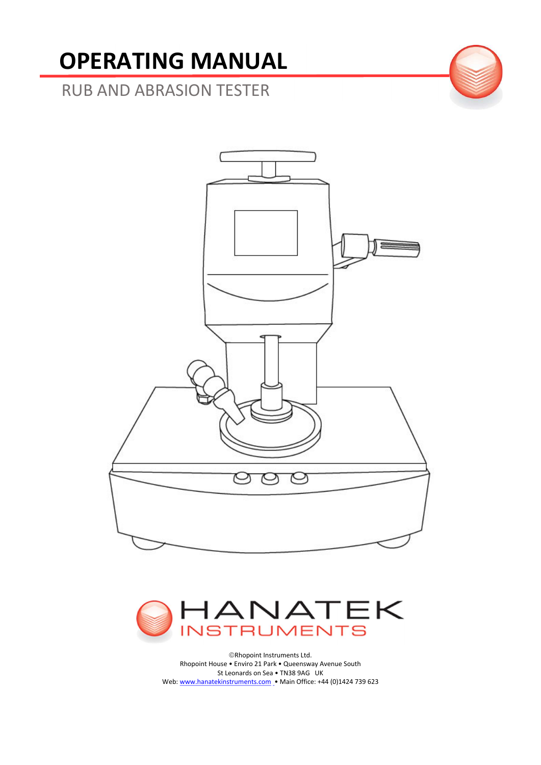# OPERATING MANUAL

## RUB AND ABRASION TESTER

HANATEK
INSTRUMENTS

©Rhopoint Instruments Ltd.
Rhopoint House • Enviro 21 Park • Queensway Avenue South
St Leonards on Sea • TN38 9AG UK
Web: www.hanatekinstruments.com • Main Office: +44 (0)1424 739 623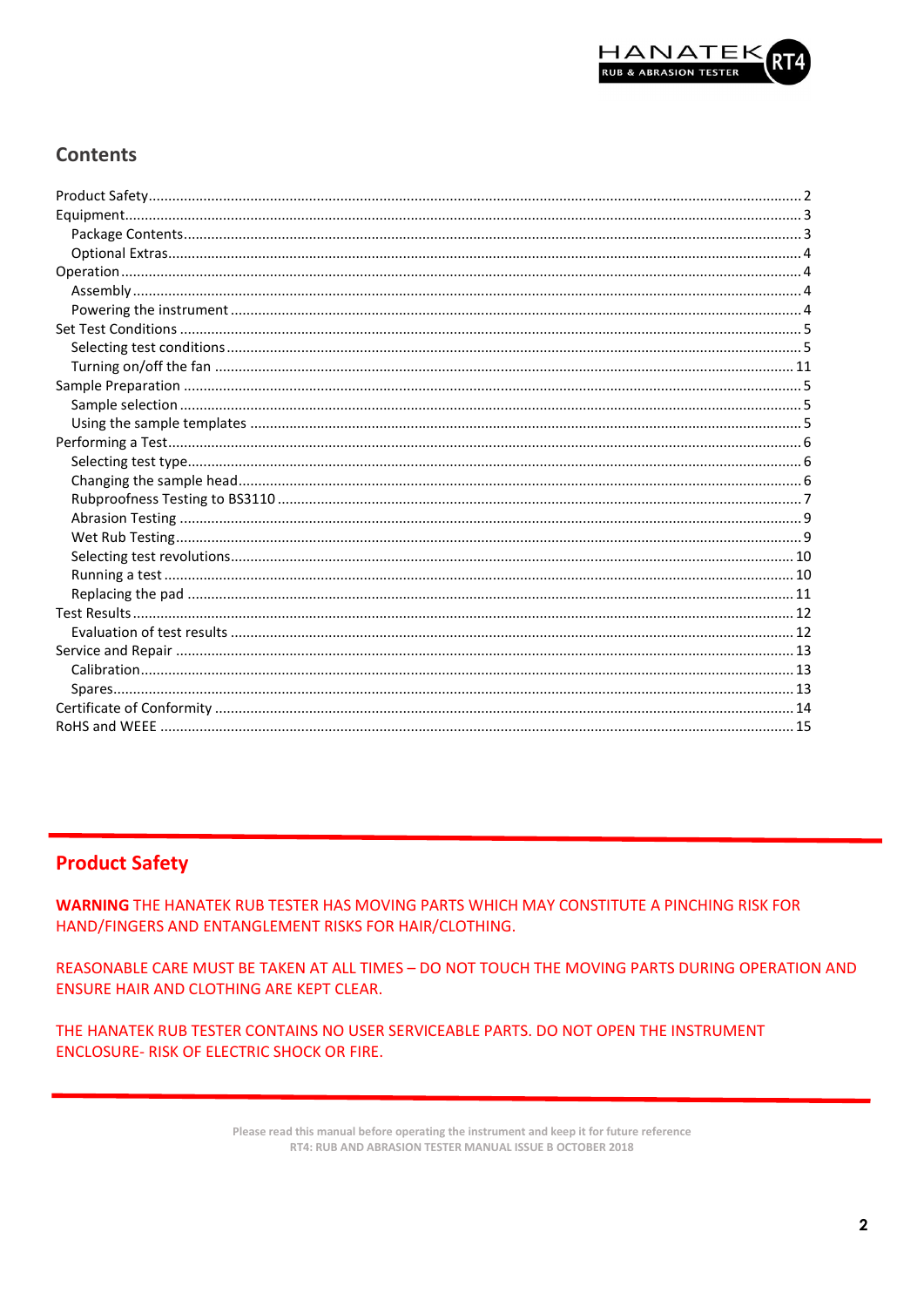## Contents

- Product Safety ... 2
- Equipment ... 3
  - Package Contents ... 3
  - Optional Extras ... 4
- Operation ... 4
  - Assembly ... 4
  - Powering the instrument ... 4
- Set Test Conditions ... 5
  - Selecting test conditions ... 5
  - Turning on/off the fan ... 11
- Sample Preparation ... 5
  - Sample selection ... 5
  - Using the sample templates ... 5
- Performing a Test ... 6
  - Selecting test type ... 6
  - Changing the sample head ... 6
  - Rubproofness Testing to BS3110 ... 7
  - Abrasion Testing ... 9
  - Wet Rub Testing ... 9
  - Selecting test revolutions ... 10
  - Running a test ... 10
  - Replacing the pad ... 11
- Test Results ... 12
  - Evaluation of test results ... 12
- Service and Repair ... 13
  - Calibration ... 13
  - Spares ... 13
- Certificate of Conformity ... 14
- RoHS and WEEE ... 15

## Product Safety

**WARNING** THE HANATEK RUB TESTER HAS MOVING PARTS WHICH MAY CONSTITUTE A PINCHING RISK FOR HAND/FINGERS AND ENTANGLEMENT RISKS FOR HAIR/CLOTHING.

REASONABLE CARE MUST BE TAKEN AT ALL TIMES – DO NOT TOUCH THE MOVING PARTS DURING OPERATION AND ENSURE HAIR AND CLOTHING ARE KEPT CLEAR.

THE HANATEK RUB TESTER CONTAINS NO USER SERVICEABLE PARTS. DO NOT OPEN THE INSTRUMENT ENCLOSURE- RISK OF ELECTRIC SHOCK OR FIRE.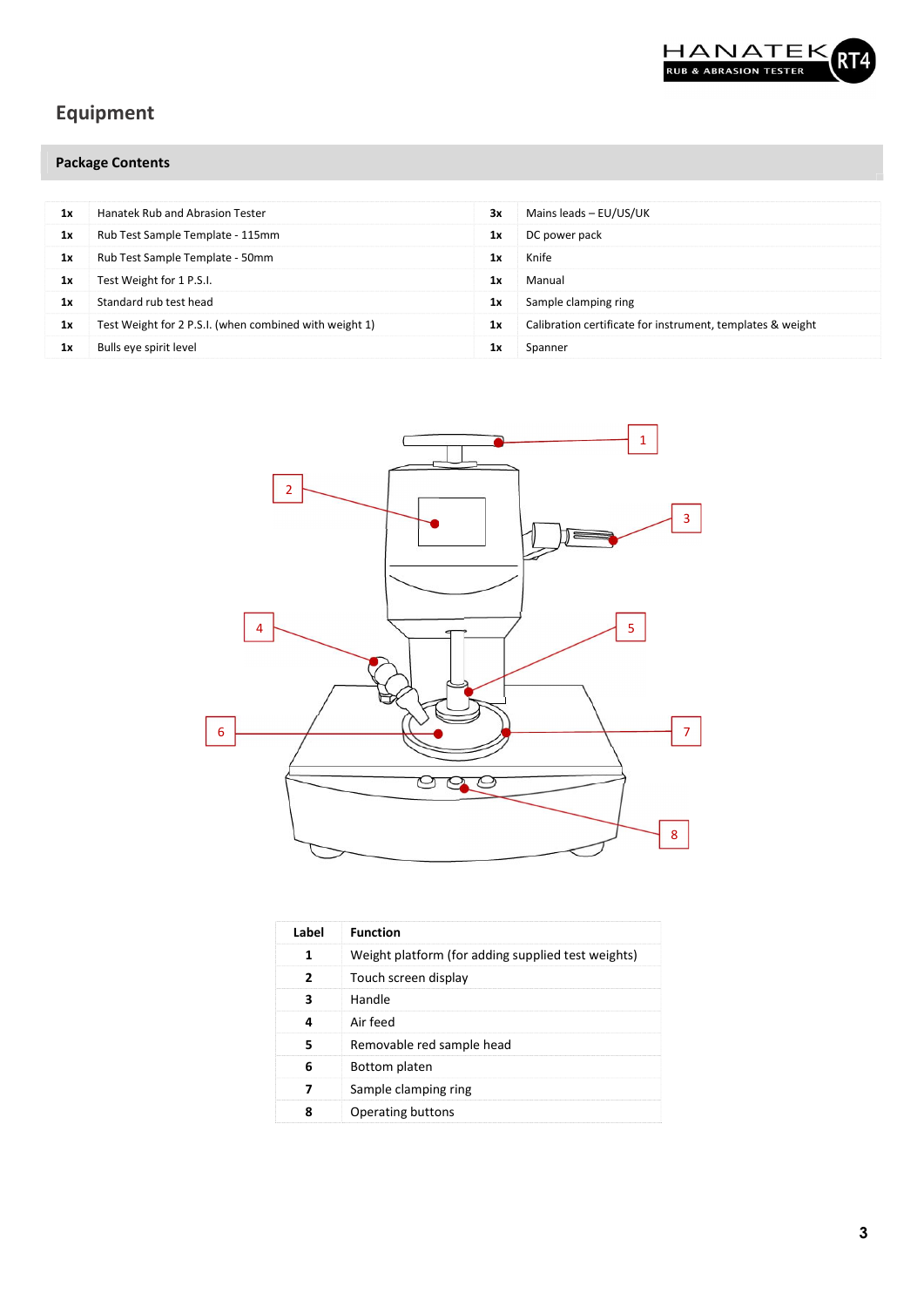# Equipment

## Package Contents

| | | | |
|---|---|---|---|
| 1x | Hanatek Rub and Abrasion Tester | 3x | Mains leads – EU/US/UK |
| 1x | Rub Test Sample Template - 115mm | 1x | DC power pack |
| 1x | Rub Test Sample Template - 50mm | 1x | Knife |
| 1x | Test Weight for 1 P.S.I. | 1x | Manual |
| 1x | Standard rub test head | 1x | Sample clamping ring |
| 1x | Test Weight for 2 P.S.I. (when combined with weight 1) | 1x | Calibration certificate for instrument, templates & weight |
| 1x | Bulls eye spirit level | 1x | Spanner |

| Label | Function |
|---|---|
| 1 | Weight platform (for adding supplied test weights) |
| 2 | Touch screen display |
| 3 | Handle |
| 4 | Air feed |
| 5 | Removable red sample head |
| 6 | Bottom platen |
| 7 | Sample clamping ring |
| 8 | Operating buttons |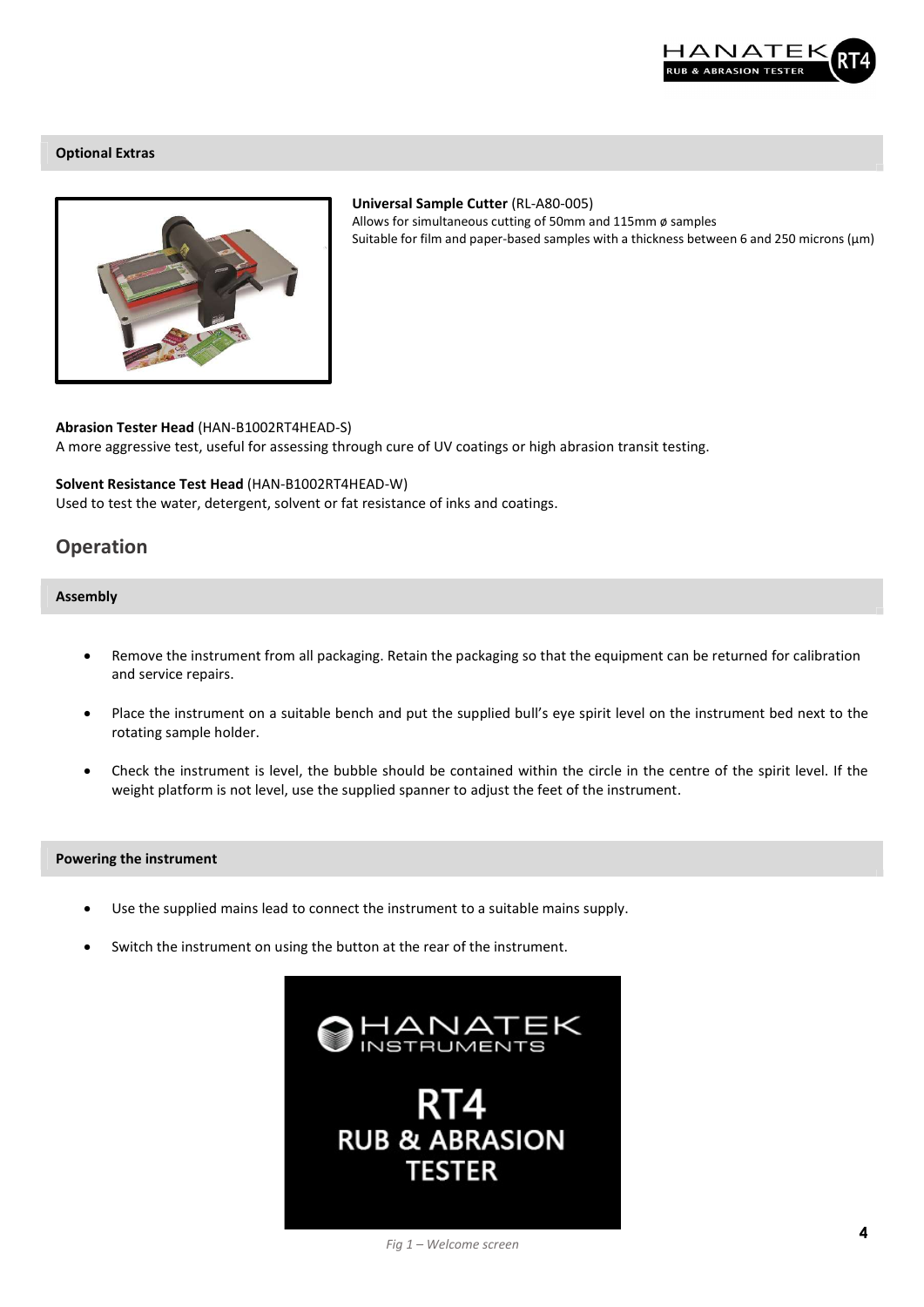## Optional Extras

**Universal Sample Cutter** (RL-A80-005)
Allows for simultaneous cutting of 50mm and 115mm ø samples
Suitable for film and paper-based samples with a thickness between 6 and 250 microns (µm)

**Abrasion Tester Head** (HAN-B1002RT4HEAD-S)
A more aggressive test, useful for assessing through cure of UV coatings or high abrasion transit testing.

**Solvent Resistance Test Head** (HAN-B1002RT4HEAD-W)
Used to test the water, detergent, solvent or fat resistance of inks and coatings.

# Operation

## Assembly

- Remove the instrument from all packaging. Retain the packaging so that the equipment can be returned for calibration and service repairs.
- Place the instrument on a suitable bench and put the supplied bull's eye spirit level on the instrument bed next to the rotating sample holder.
- Check the instrument is level, the bubble should be contained within the circle in the centre of the spirit level. If the weight platform is not level, use the supplied spanner to adjust the feet of the instrument.

## Powering the instrument

- Use the supplied mains lead to connect the instrument to a suitable mains supply.
- Switch the instrument on using the button at the rear of the instrument.

*Fig 1 – Welcome screen*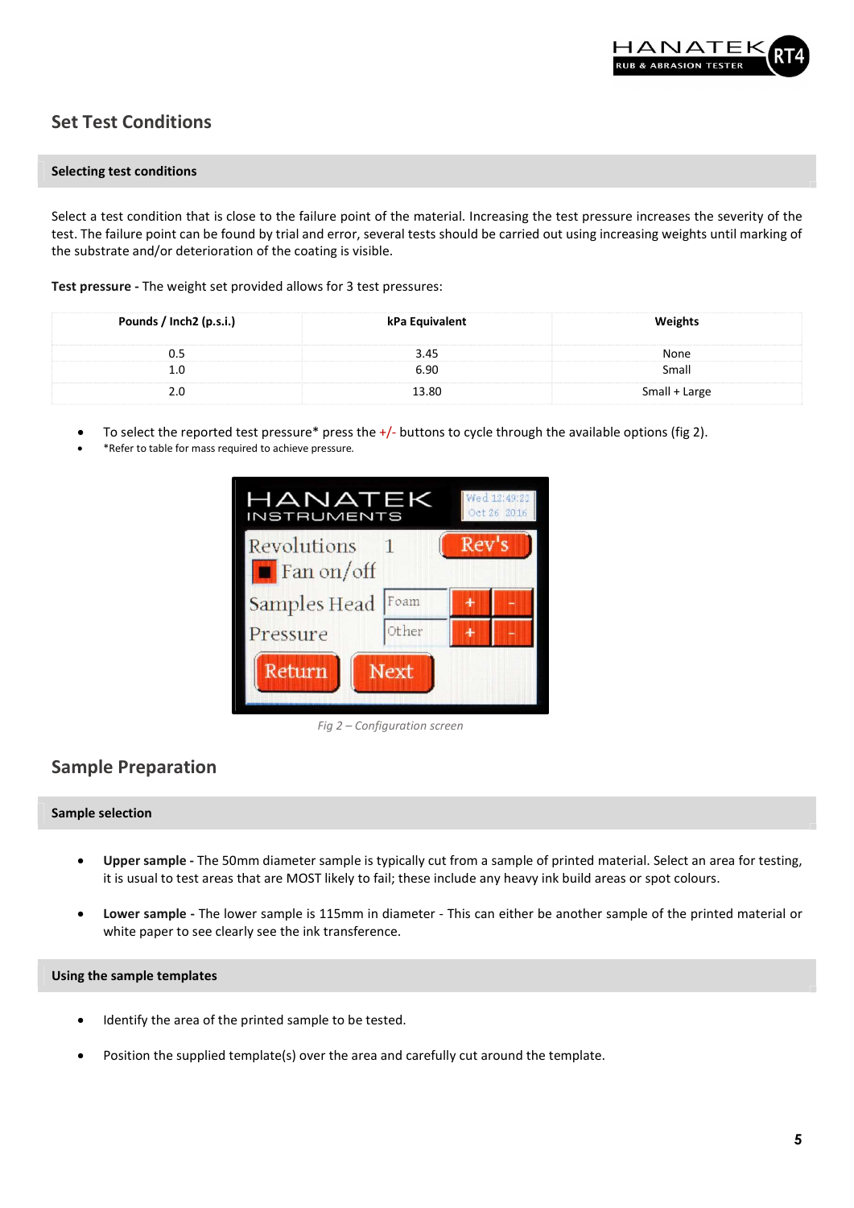## Set Test Conditions

### Selecting test conditions

Select a test condition that is close to the failure point of the material. Increasing the test pressure increases the severity of the test. The failure point can be found by trial and error, several tests should be carried out using increasing weights until marking of the substrate and/or deterioration of the coating is visible.

**Test pressure -** The weight set provided allows for 3 test pressures:

| Pounds / Inch2 (p.s.i.) | kPa Equivalent | Weights |
|---|---|---|
| 0.5 | 3.45 | None |
| 1.0 | 6.90 | Small |
| 2.0 | 13.80 | Small + Large |

- To select the reported test pressure* press the +/- buttons to cycle through the available options (fig 2).
- *Refer to table for mass required to achieve pressure.

*Fig 2 – Configuration screen*

## Sample Preparation

### Sample selection

- **Upper sample -** The 50mm diameter sample is typically cut from a sample of printed material. Select an area for testing, it is usual to test areas that are MOST likely to fail; these include any heavy ink build areas or spot colours.
- **Lower sample -** The lower sample is 115mm in diameter - This can either be another sample of the printed material or white paper to see clearly see the ink transference.

### Using the sample templates

- Identify the area of the printed sample to be tested.
- Position the supplied template(s) over the area and carefully cut around the template.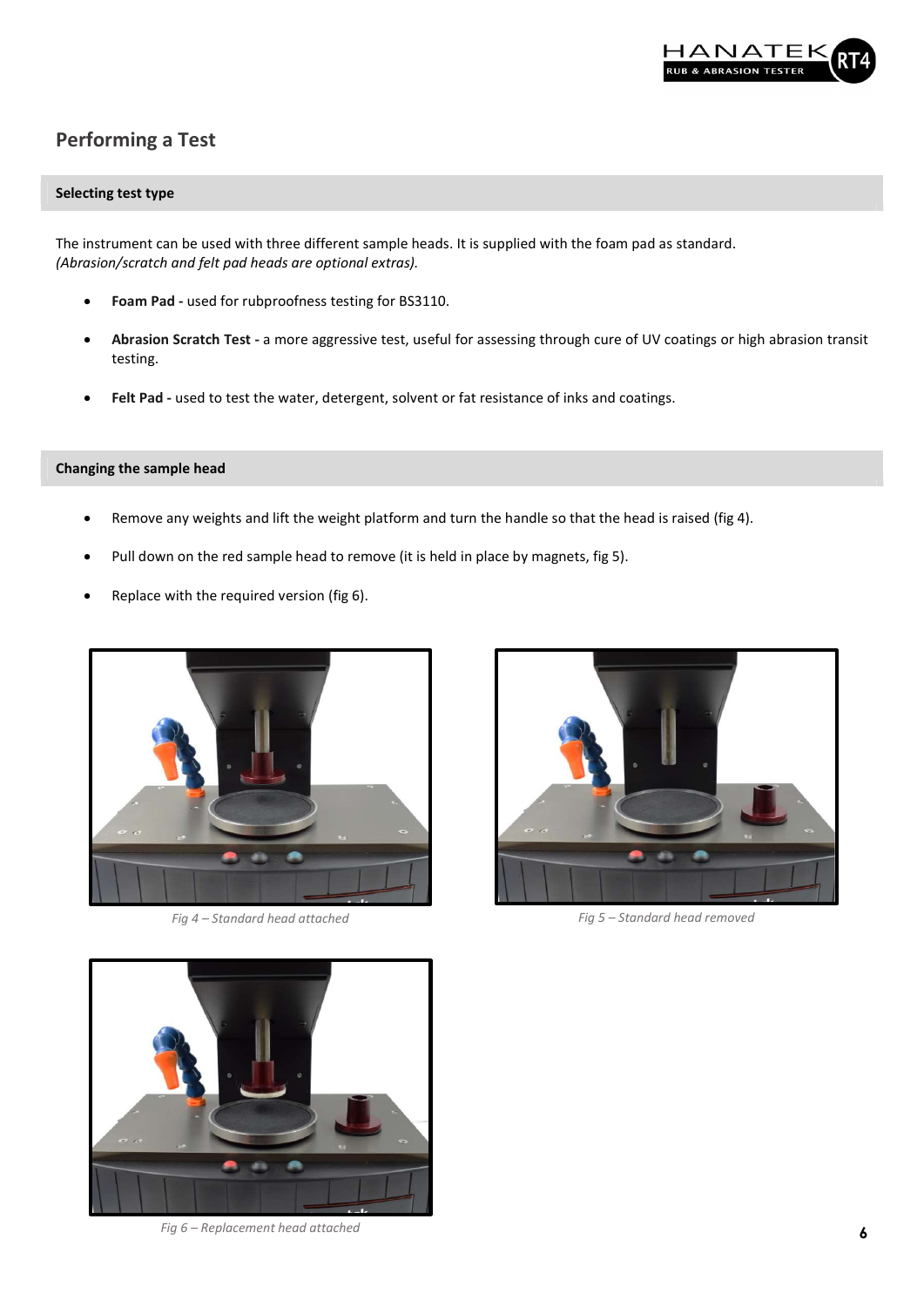## Performing a Test

### Selecting test type

The instrument can be used with three different sample heads. It is supplied with the foam pad as standard.
*(Abrasion/scratch and felt pad heads are optional extras).*

- **Foam Pad -** used for rubproofness testing for BS3110.
- **Abrasion Scratch Test -** a more aggressive test, useful for assessing through cure of UV coatings or high abrasion transit testing.
- **Felt Pad -** used to test the water, detergent, solvent or fat resistance of inks and coatings.

### Changing the sample head

- Remove any weights and lift the weight platform and turn the handle so that the head is raised (fig 4).
- Pull down on the red sample head to remove (it is held in place by magnets, fig 5).
- Replace with the required version (fig 6).

*Fig 4 – Standard head attached*

*Fig 5 – Standard head removed*

*Fig 6 – Replacement head attached*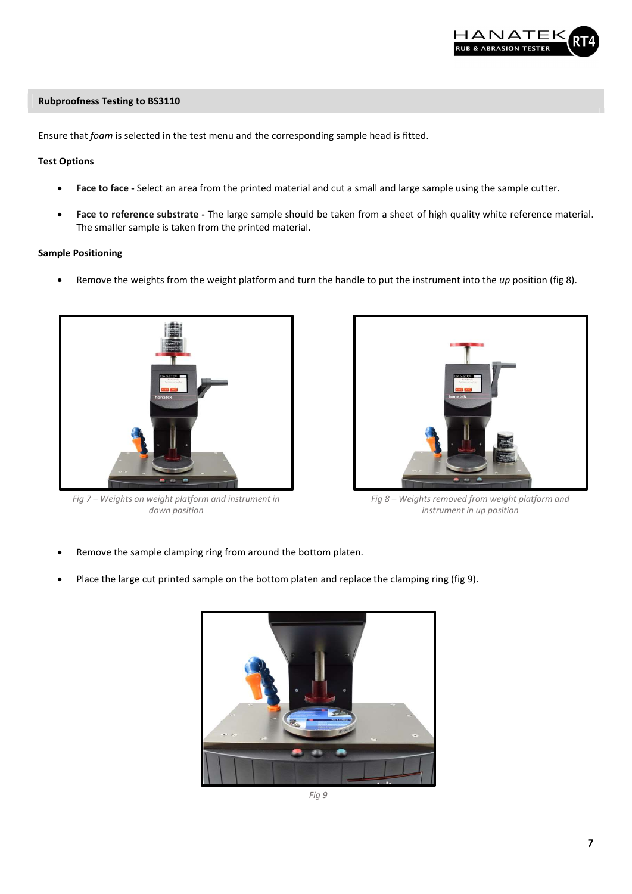## Rubproofness Testing to BS3110

Ensure that *foam* is selected in the test menu and the corresponding sample head is fitted.

### Test Options

- **Face to face -** Select an area from the printed material and cut a small and large sample using the sample cutter.
- **Face to reference substrate -** The large sample should be taken from a sheet of high quality white reference material. The smaller sample is taken from the printed material.

### Sample Positioning

- Remove the weights from the weight platform and turn the handle to put the instrument into the *up* position (fig 8).

*Fig 7 – Weights on weight platform and instrument in down position*

*Fig 8 – Weights removed from weight platform and instrument in up position*

- Remove the sample clamping ring from around the bottom platen.
- Place the large cut printed sample on the bottom platen and replace the clamping ring (fig 9).

*Fig 9*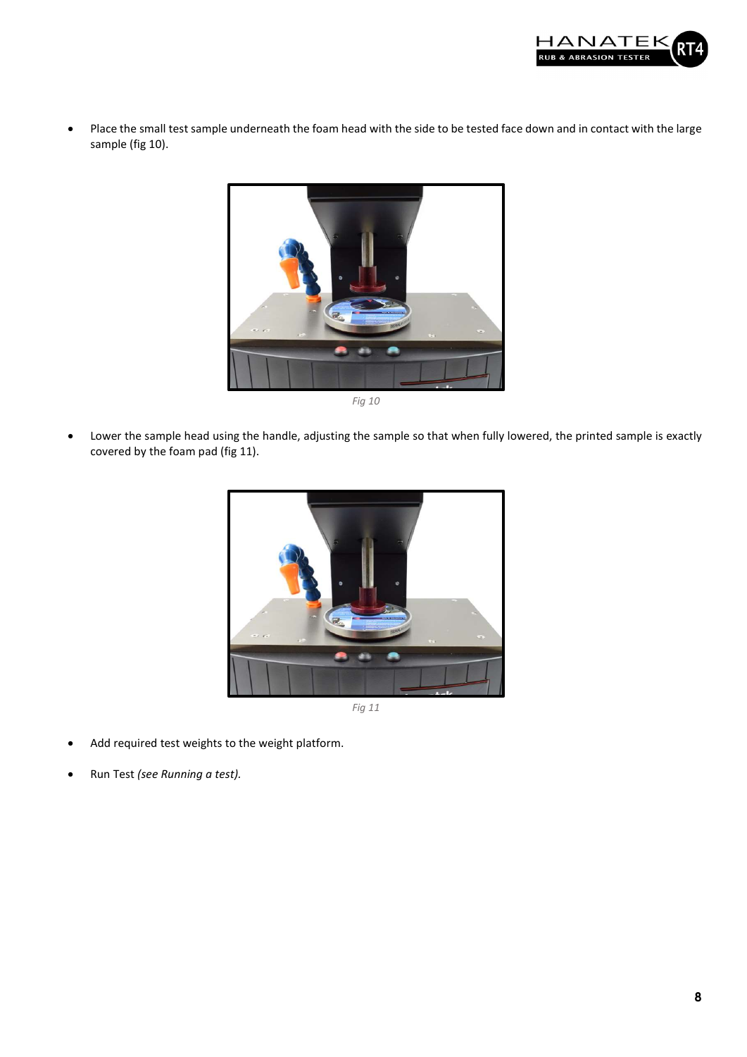- Place the small test sample underneath the foam head with the side to be tested face down and in contact with the large sample (fig 10).

*Fig 10*

- Lower the sample head using the handle, adjusting the sample so that when fully lowered, the printed sample is exactly covered by the foam pad (fig 11).

*Fig 11*

- Add required test weights to the weight platform.
- Run Test *(see Running a test).*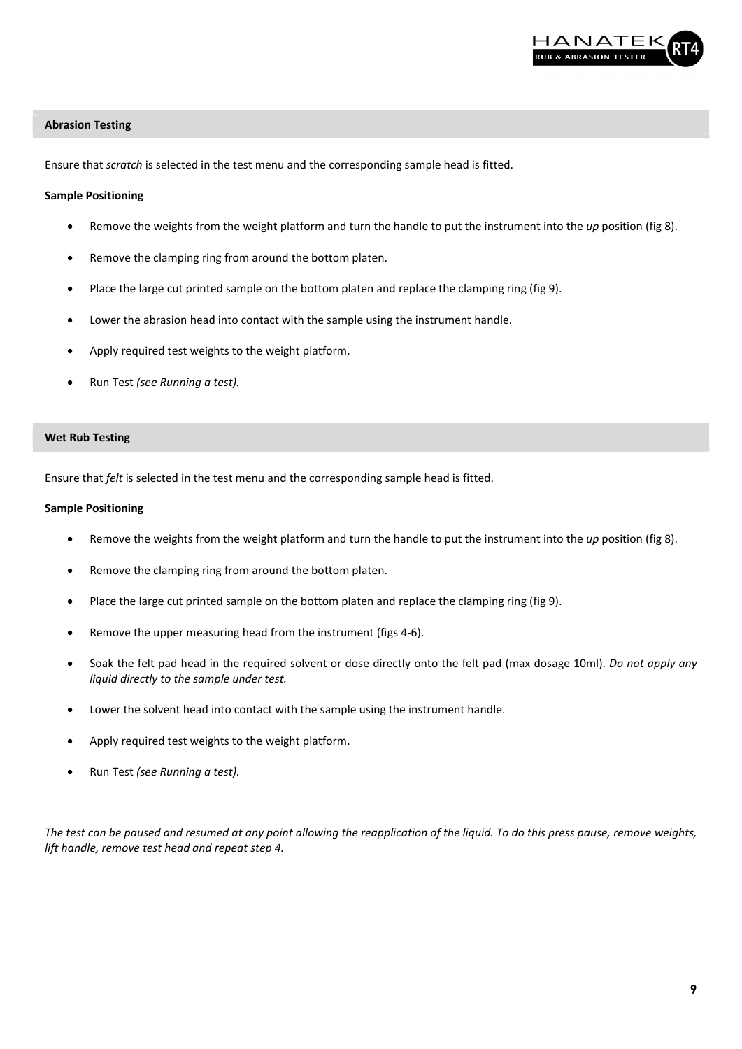## Abrasion Testing

Ensure that *scratch* is selected in the test menu and the corresponding sample head is fitted.

### Sample Positioning

- Remove the weights from the weight platform and turn the handle to put the instrument into the *up* position (fig 8).
- Remove the clamping ring from around the bottom platen.
- Place the large cut printed sample on the bottom platen and replace the clamping ring (fig 9).
- Lower the abrasion head into contact with the sample using the instrument handle.
- Apply required test weights to the weight platform.
- Run Test *(see Running a test)*.

## Wet Rub Testing

Ensure that *felt* is selected in the test menu and the corresponding sample head is fitted.

### Sample Positioning

- Remove the weights from the weight platform and turn the handle to put the instrument into the *up* position (fig 8).
- Remove the clamping ring from around the bottom platen.
- Place the large cut printed sample on the bottom platen and replace the clamping ring (fig 9).
- Remove the upper measuring head from the instrument (figs 4-6).
- Soak the felt pad head in the required solvent or dose directly onto the felt pad (max dosage 10ml). *Do not apply any liquid directly to the sample under test.*
- Lower the solvent head into contact with the sample using the instrument handle.
- Apply required test weights to the weight platform.
- Run Test *(see Running a test)*.

*The test can be paused and resumed at any point allowing the reapplication of the liquid. To do this press pause, remove weights, lift handle, remove test head and repeat step 4.*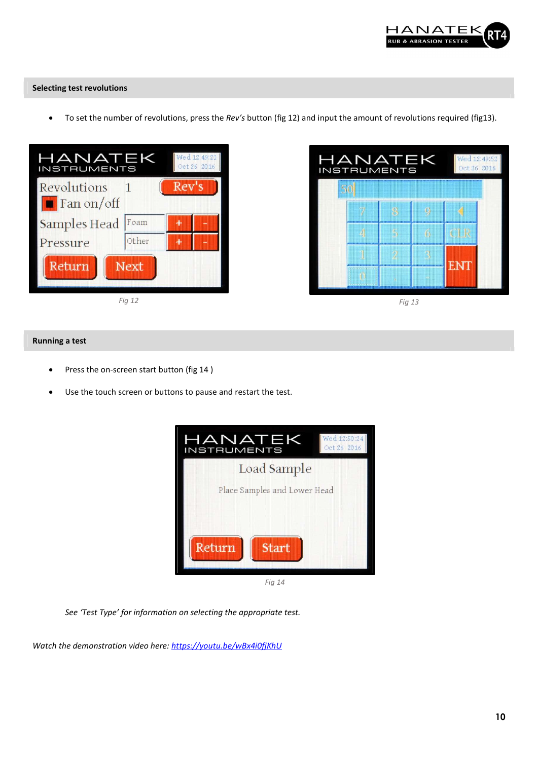## Selecting test revolutions

- To set the number of revolutions, press the *Rev's* button (fig 12) and input the amount of revolutions required (fig13).

*Fig 12*

*Fig 13*

## Running a test

- Press the on-screen start button (fig 14 )
- Use the touch screen or buttons to pause and restart the test.

*Fig 14*

*See 'Test Type' for information on selecting the appropriate test.*

*Watch the demonstration video here:* [https://youtu.be/wBx4i0fjKhU](https://youtu.be/wBx4i0fjKhU)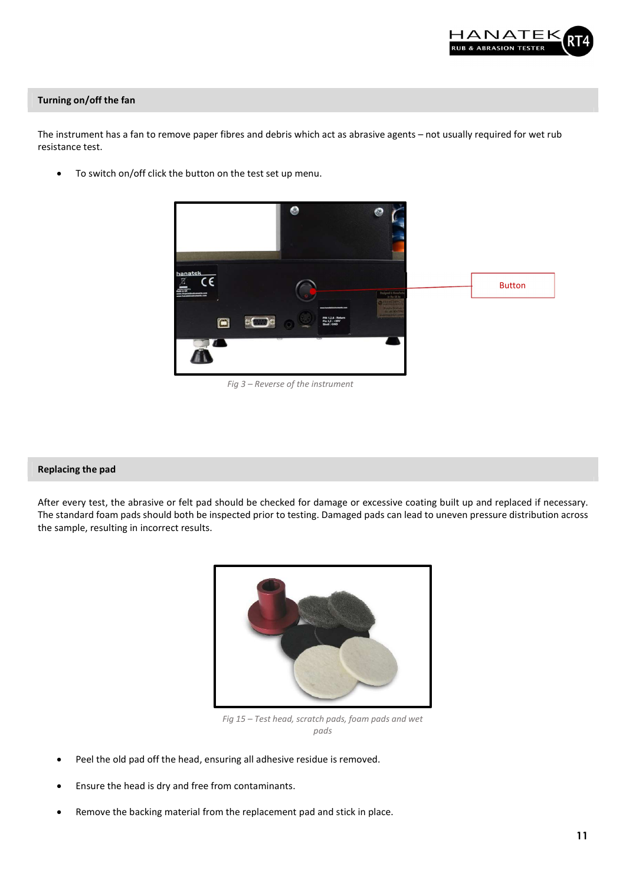## Turning on/off the fan

The instrument has a fan to remove paper fibres and debris which act as abrasive agents – not usually required for wet rub resistance test.

- To switch on/off click the button on the test set up menu.

Button

*Fig 3 – Reverse of the instrument*

## Replacing the pad

After every test, the abrasive or felt pad should be checked for damage or excessive coating built up and replaced if necessary. The standard foam pads should both be inspected prior to testing. Damaged pads can lead to uneven pressure distribution across the sample, resulting in incorrect results.

*Fig 15 – Test head, scratch pads, foam pads and wet pads*

- Peel the old pad off the head, ensuring all adhesive residue is removed.
- Ensure the head is dry and free from contaminants.
- Remove the backing material from the replacement pad and stick in place.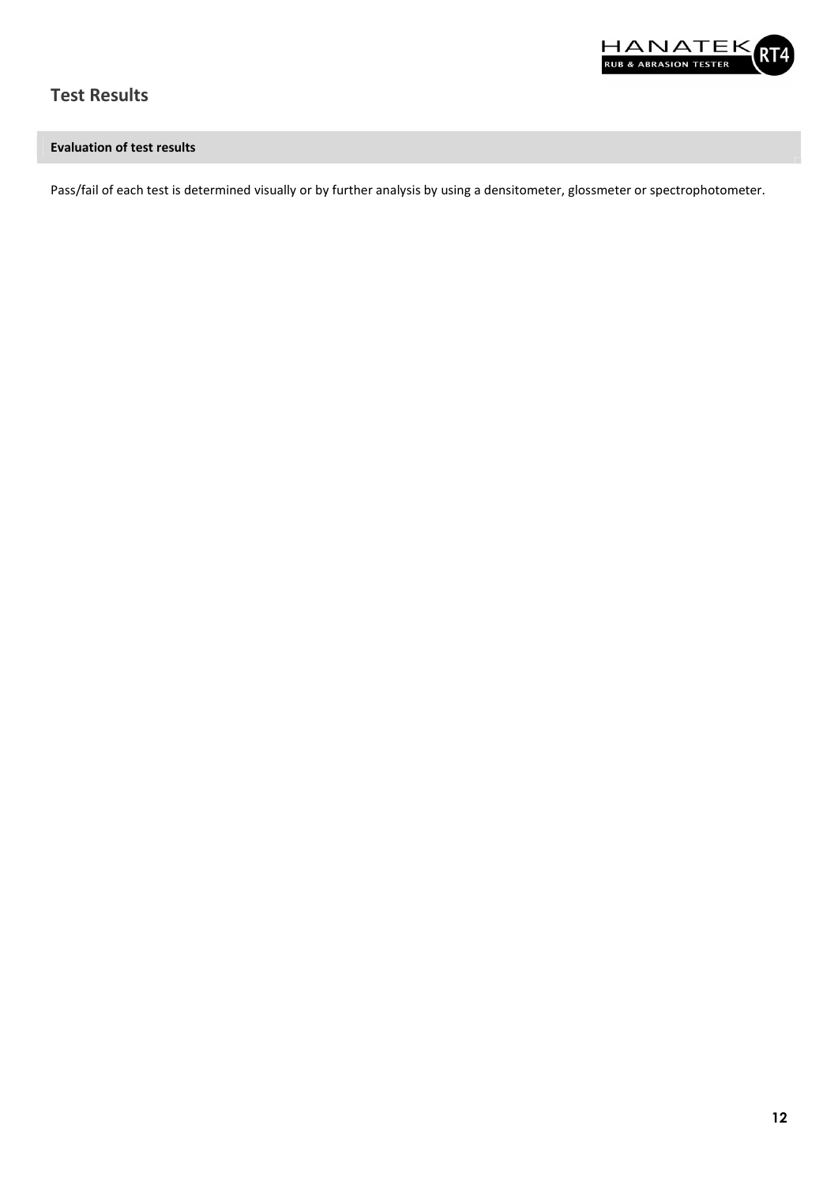# Test Results

## Evaluation of test results

Pass/fail of each test is determined visually or by further analysis by using a densitometer, glossmeter or spectrophotometer.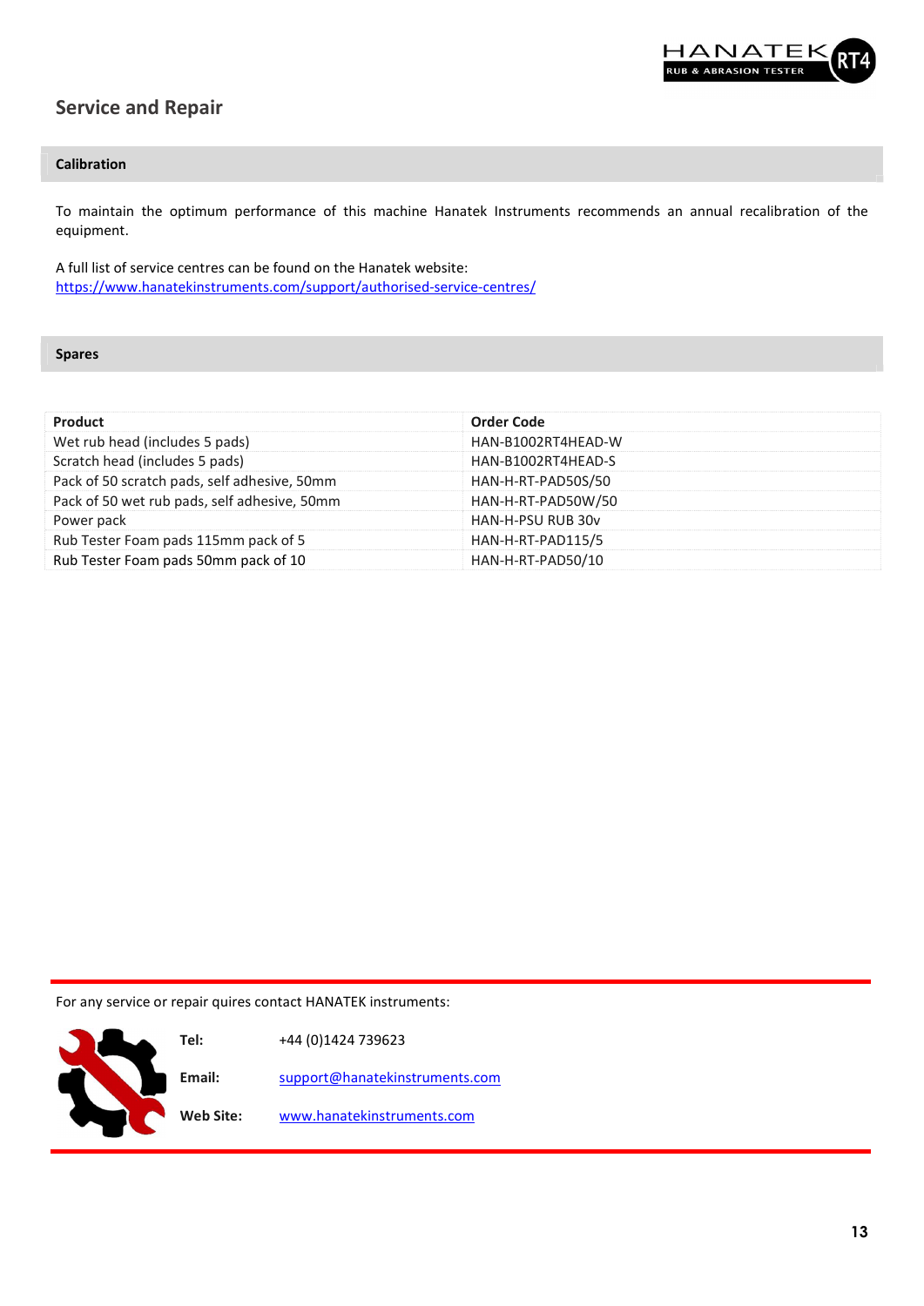## Service and Repair

### Calibration

To maintain the optimum performance of this machine Hanatek Instruments recommends an annual recalibration of the equipment.

A full list of service centres can be found on the Hanatek website:
https://www.hanatekinstruments.com/support/authorised-service-centres/

### Spares

| Product | Order Code |
|---|---|
| Wet rub head (includes 5 pads) | HAN-B1002RT4HEAD-W |
| Scratch head (includes 5 pads) | HAN-B1002RT4HEAD-S |
| Pack of 50 scratch pads, self adhesive, 50mm | HAN-H-RT-PAD50S/50 |
| Pack of 50 wet rub pads, self adhesive, 50mm | HAN-H-RT-PAD50W/50 |
| Power pack | HAN-H-PSU RUB 30v |
| Rub Tester Foam pads 115mm pack of 5 | HAN-H-RT-PAD115/5 |
| Rub Tester Foam pads 50mm pack of 10 | HAN-H-RT-PAD50/10 |

For any service or repair quires contact HANATEK instruments:

**Tel:** +44 (0)1424 739623

**Email:** support@hanatekinstruments.com

**Web Site:** www.hanatekinstruments.com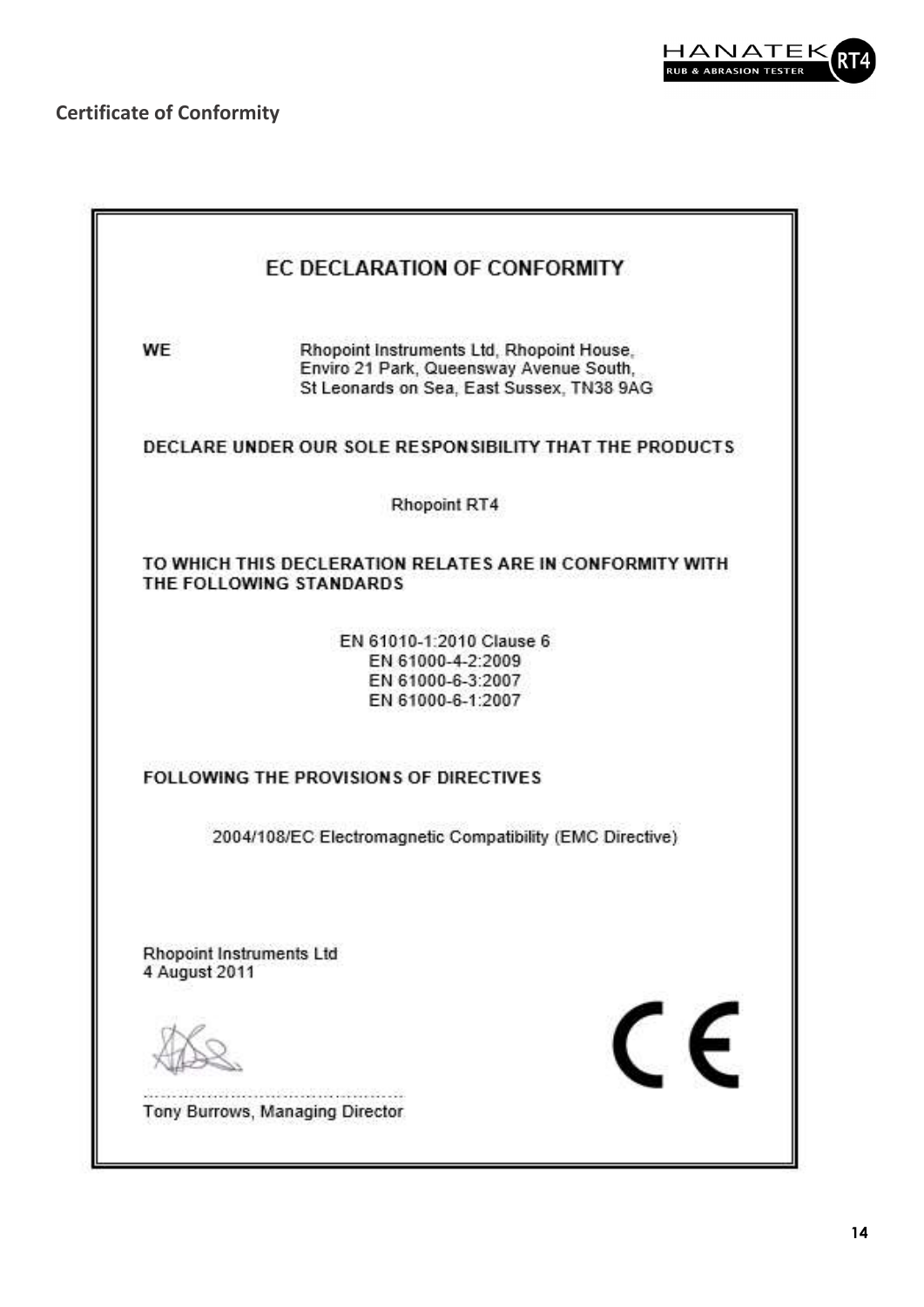## Certificate of Conformity

# EC DECLARATION OF CONFORMITY

**WE** Rhopoint Instruments Ltd, Rhopoint House, Enviro 21 Park, Queensway Avenue South, St Leonards on Sea, East Sussex, TN38 9AG

**DECLARE UNDER OUR SOLE RESPONSIBILITY THAT THE PRODUCTS**

Rhopoint RT4

**TO WHICH THIS DECLERATION RELATES ARE IN CONFORMITY WITH THE FOLLOWING STANDARDS**

EN 61010-1:2010 Clause 6
EN 61000-4-2:2009
EN 61000-6-3:2007
EN 61000-6-1:2007

**FOLLOWING THE PROVISIONS OF DIRECTIVES**

2004/108/EC Electromagnetic Compatibility (EMC Directive)

Rhopoint Instruments Ltd
4 August 2011

CE

............................................
Tony Burrows, Managing Director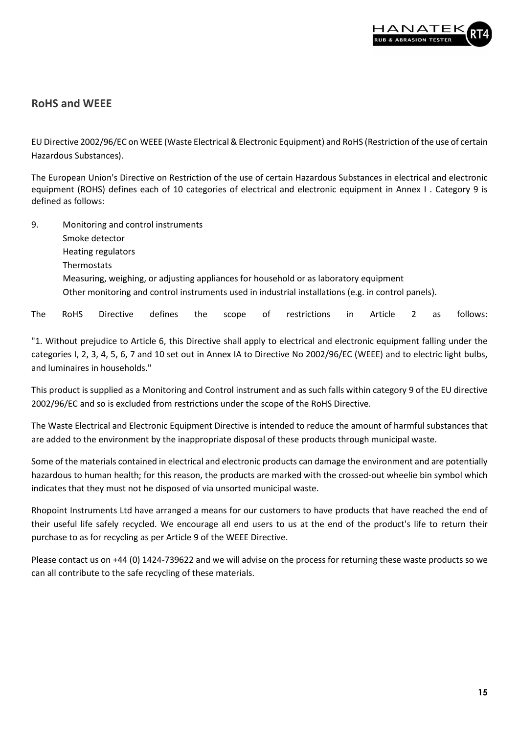## RoHS and WEEE

EU Directive 2002/96/EC on WEEE (Waste Electrical & Electronic Equipment) and RoHS (Restriction of the use of certain Hazardous Substances).

The European Union's Directive on Restriction of the use of certain Hazardous Substances in electrical and electronic equipment (ROHS) defines each of 10 categories of electrical and electronic equipment in Annex I . Category 9 is defined as follows:

9. Monitoring and control instruments
   Smoke detector
   Heating regulators
   Thermostats
   Measuring, weighing, or adjusting appliances for household or as laboratory equipment
   Other monitoring and control instruments used in industrial installations (e.g. in control panels).

The RoHS Directive defines the scope of restrictions in Article 2 as follows:

"1. Without prejudice to Article 6, this Directive shall apply to electrical and electronic equipment falling under the categories I, 2, 3, 4, 5, 6, 7 and 10 set out in Annex IA to Directive No 2002/96/EC (WEEE) and to electric light bulbs, and luminaires in households."

This product is supplied as a Monitoring and Control instrument and as such falls within category 9 of the EU directive 2002/96/EC and so is excluded from restrictions under the scope of the RoHS Directive.

The Waste Electrical and Electronic Equipment Directive is intended to reduce the amount of harmful substances that are added to the environment by the inappropriate disposal of these products through municipal waste.

Some of the materials contained in electrical and electronic products can damage the environment and are potentially hazardous to human health; for this reason, the products are marked with the crossed-out wheelie bin symbol which indicates that they must not he disposed of via unsorted municipal waste.

Rhopoint Instruments Ltd have arranged a means for our customers to have products that have reached the end of their useful life safely recycled. We encourage all end users to us at the end of the product's life to return their purchase to as for recycling as per Article 9 of the WEEE Directive.

Please contact us on +44 (0) 1424-739622 and we will advise on the process for returning these waste products so we can all contribute to the safe recycling of these materials.